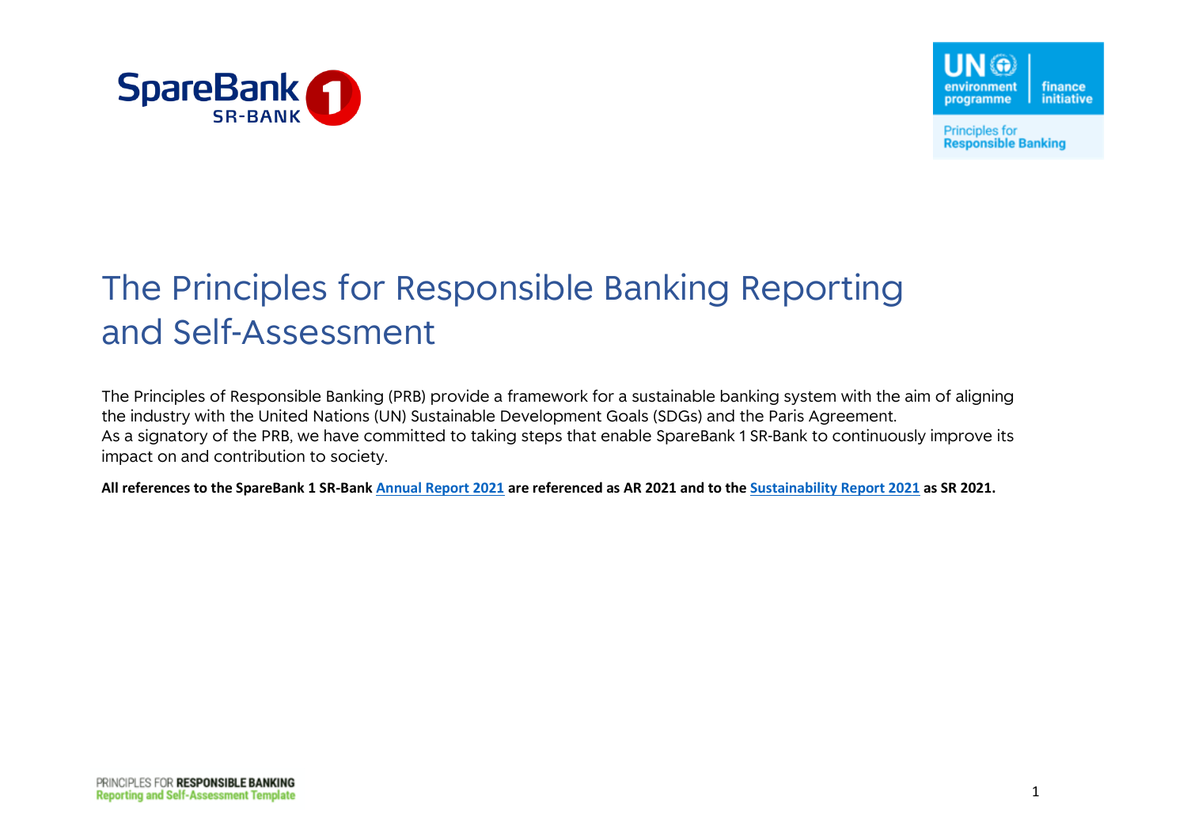# The Principles for Responsible Banking Reporting and Self-Assessment

The Principles of Responsible Banking (PRB) provide a framework for a sustainable banking system with the aim of aligning the industry with the United Nations (UN) Sustainable Development Goals (SDGs) and the Paris Agreement.
As a signatory of the PRB, we have committed to taking steps that enable SpareBank 1 SR-Bank to continuously improve its impact on and contribution to society.

**All references to the SpareBank 1 SR-Bank Annual Report 2021 are referenced as AR 2021 and to the Sustainability Report 2021 as SR 2021.**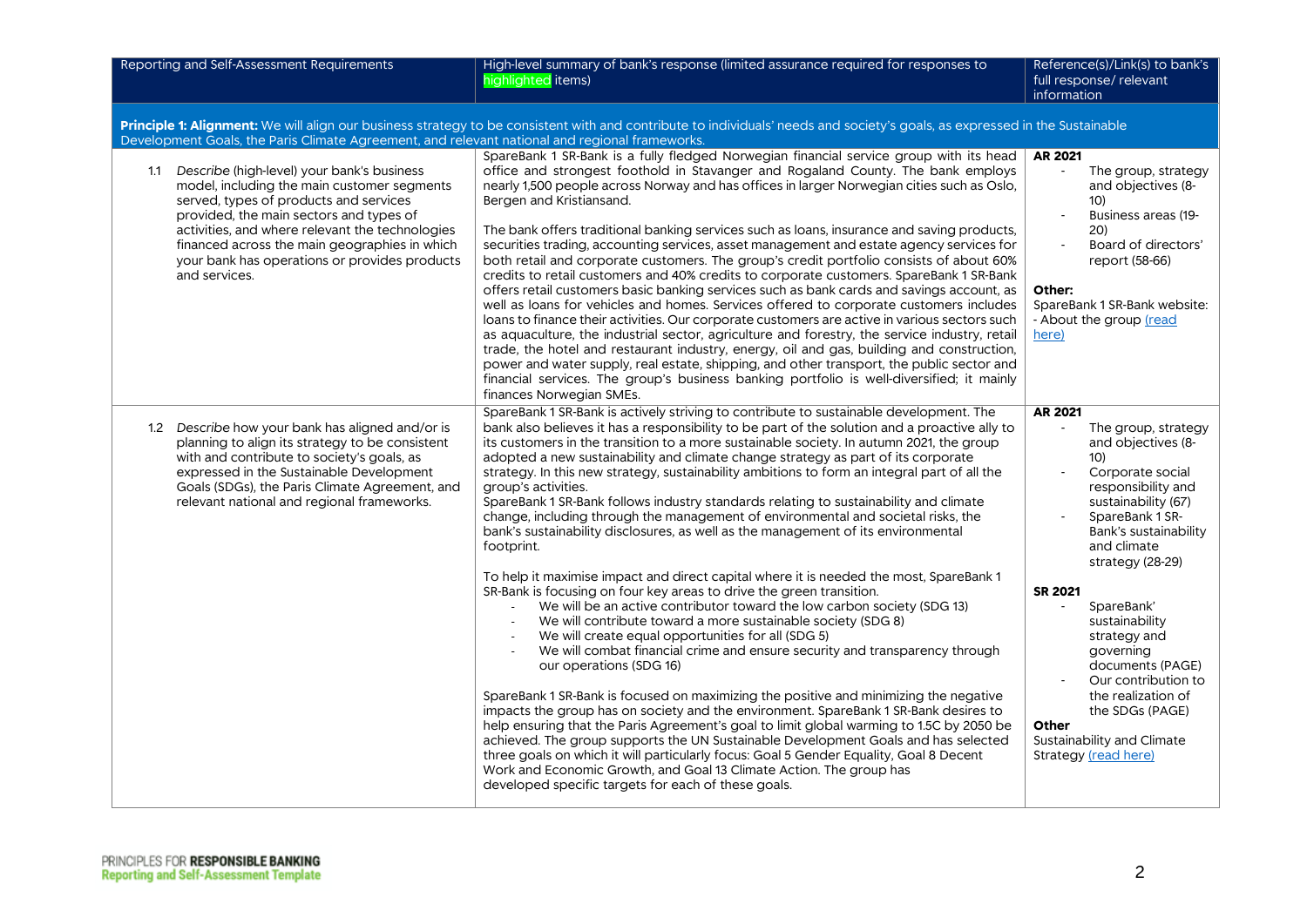| Reporting and Self-Assessment Requirements | High-level summary of bank's response (limited assurance required for responses to highlighted items) | Reference(s)/Link(s) to bank's full response/ relevant information |
|---|---|---|
| **Principle 1: Alignment:** We will align our business strategy to be consistent with and contribute to individuals' needs and society's goals, as expressed in the Sustainable Development Goals, the Paris Climate Agreement, and relevant national and regional frameworks. | | |
| 1.1 *Describe* (high-level) your bank's business model, including the main customer segments served, types of products and services provided, the main sectors and types of activities, and where relevant the technologies financed across the main geographies in which your bank has operations or provides products and services. | SpareBank 1 SR-Bank is a fully fledged Norwegian financial service group with its head office and strongest foothold in Stavanger and Rogaland County. The bank employs nearly 1,500 people across Norway and has offices in larger Norwegian cities such as Oslo, Bergen and Kristiansand.<br><br>The bank offers traditional banking services such as loans, insurance and saving products, securities trading, accounting services, asset management and estate agency services for both retail and corporate customers. The group's credit portfolio consists of about 60% credits to retail customers and 40% credits to corporate customers. SpareBank 1 SR-Bank offers retail customers basic banking services such as bank cards and savings account, as well as loans for vehicles and homes. Services offered to corporate customers includes loans to finance their activities. Our corporate customers are active in various sectors such as aquaculture, the industrial sector, agriculture and forestry, the service industry, retail trade, the hotel and restaurant industry, energy, oil and gas, building and construction, power and water supply, real estate, shipping, and other transport, the public sector and financial services. The group's business banking portfolio is well-diversified; it mainly finances Norwegian SMEs. | **AR 2021**<br>- The group, strategy and objectives (8-10)<br>- Business areas (19-20)<br>- Board of directors' report (58-66)<br><br>**Other:**<br>SpareBank 1 SR-Bank website:<br>- About the group (read here) |
| 1.2 *Describe* how your bank has aligned and/or is planning to align its strategy to be consistent with and contribute to society's goals, as expressed in the Sustainable Development Goals (SDGs), the Paris Climate Agreement, and relevant national and regional frameworks. | SpareBank 1 SR-Bank is actively striving to contribute to sustainable development. The bank also believes it has a responsibility to be part of the solution and a proactive ally to its customers in the transition to a more sustainable society. In autumn 2021, the group adopted a new sustainability and climate change strategy as part of its corporate strategy. In this new strategy, sustainability ambitions to form an integral part of all the group's activities.<br>SpareBank 1 SR-Bank follows industry standards relating to sustainability and climate change, including through the management of environmental and societal risks, the bank's sustainability disclosures, as well as the management of its environmental footprint.<br><br>To help it maximise impact and direct capital where it is needed the most, SpareBank 1 SR-Bank is focusing on four key areas to drive the green transition.<br>- We will be an active contributor toward the low carbon society (SDG 13)<br>- We will contribute toward a more sustainable society (SDG 8)<br>- We will create equal opportunities for all (SDG 5)<br>- We will combat financial crime and ensure security and transparency through our operations (SDG 16)<br><br>SpareBank 1 SR-Bank is focused on maximizing the positive and minimizing the negative impacts the group has on society and the environment. SpareBank 1 SR-Bank desires to help ensuring that the Paris Agreement's goal to limit global warming to 1.5C by 2050 be achieved. The group supports the UN Sustainable Development Goals and has selected three goals on which it will particularly focus: Goal 5 Gender Equality, Goal 8 Decent Work and Economic Growth, and Goal 13 Climate Action. The group has developed specific targets for each of these goals. | **AR 2021**<br>- The group, strategy and objectives (8-10)<br>- Corporate social responsibility and sustainability (67)<br>- SpareBank 1 SR-Bank's sustainability and climate strategy (28-29)<br><br>**SR 2021**<br>- SpareBank' sustainability strategy and governing documents (PAGE)<br>- Our contribution to the realization of the SDGs (PAGE)<br><br>**Other**<br>Sustainability and Climate Strategy (read here) |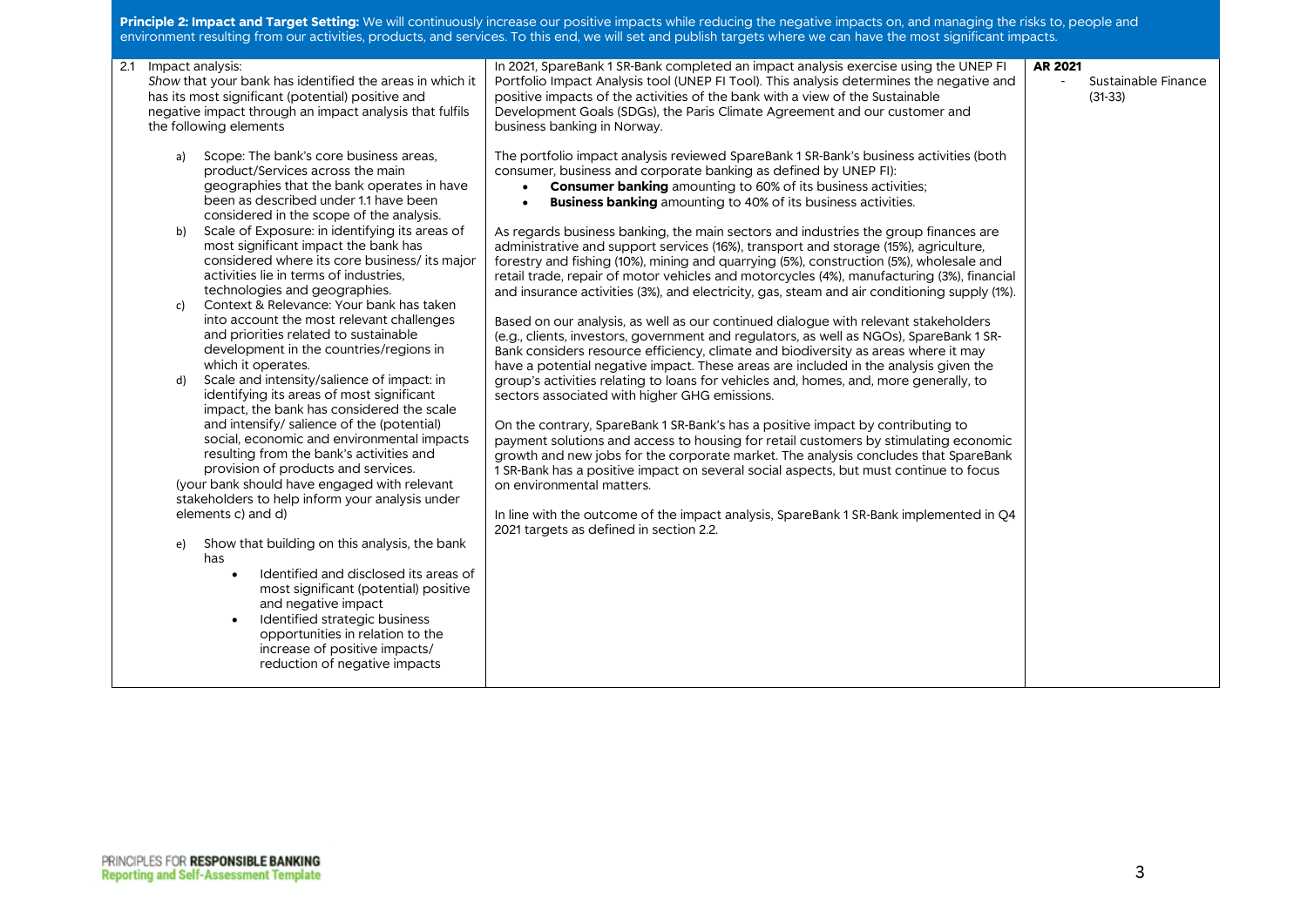**Principle 2: Impact and Target Setting:** We will continuously increase our positive impacts while reducing the negative impacts on, and managing the risks to, people and environment resulting from our activities, products, and services. To this end, we will set and publish targets where we can have the most significant impacts.

| Requirement | Response | Reference |
|---|---|---|
| 2.1 Impact analysis:<br>*Show* that your bank has identified the areas in which it has its most significant (potential) positive and negative impact through an impact analysis that fulfils the following elements<br><br>a) Scope: The bank's core business areas, product/Services across the main geographies that the bank operates in have been as described under 1.1 have been considered in the scope of the analysis.<br>b) Scale of Exposure: in identifying its areas of most significant impact the bank has considered where its core business/ its major activities lie in terms of industries, technologies and geographies.<br>c) Context & Relevance: Your bank has taken into account the most relevant challenges and priorities related to sustainable development in the countries/regions in which it operates.<br>d) Scale and intensity/salience of impact: in identifying its areas of most significant impact, the bank has considered the scale and intensify/ salience of the (potential) social, economic and environmental impacts resulting from the bank's activities and provision of products and services.<br>(your bank should have engaged with relevant stakeholders to help inform your analysis under elements c) and d)<br><br>e) Show that building on this analysis, the bank has<br>• Identified and disclosed its areas of most significant (potential) positive and negative impact<br>• Identified strategic business opportunities in relation to the increase of positive impacts/ reduction of negative impacts | In 2021, SpareBank 1 SR-Bank completed an impact analysis exercise using the UNEP FI Portfolio Impact Analysis tool (UNEP FI Tool). This analysis determines the negative and positive impacts of the activities of the bank with a view of the Sustainable Development Goals (SDGs), the Paris Climate Agreement and our customer and business banking in Norway.<br><br>The portfolio impact analysis reviewed SpareBank 1 SR-Bank's business activities (both consumer, business and corporate banking as defined by UNEP FI):<br>• **Consumer banking** amounting to 60% of its business activities;<br>• **Business banking** amounting to 40% of its business activities.<br><br>As regards business banking, the main sectors and industries the group finances are administrative and support services (16%), transport and storage (15%), agriculture, forestry and fishing (10%), mining and quarrying (5%), construction (5%), wholesale and retail trade, repair of motor vehicles and motorcycles (4%), manufacturing (3%), financial and insurance activities (3%), and electricity, gas, steam and air conditioning supply (1%).<br><br>Based on our analysis, as well as our continued dialogue with relevant stakeholders (e.g., clients, investors, government and regulators, as well as NGOs), SpareBank 1 SR-Bank considers resource efficiency, climate and biodiversity as areas where it may have a potential negative impact. These areas are included in the analysis given the group's activities relating to loans for vehicles and, homes, and, more generally, to sectors associated with higher GHG emissions.<br><br>On the contrary, SpareBank 1 SR-Bank's has a positive impact by contributing to payment solutions and access to housing for retail customers by stimulating economic growth and new jobs for the corporate market. The analysis concludes that SpareBank 1 SR-Bank has a positive impact on several social aspects, but must continue to focus on environmental matters.<br><br>In line with the outcome of the impact analysis, SpareBank 1 SR-Bank implemented in Q4 2021 targets as defined in section 2.2. | **AR 2021**<br>- Sustainable Finance (31-33) |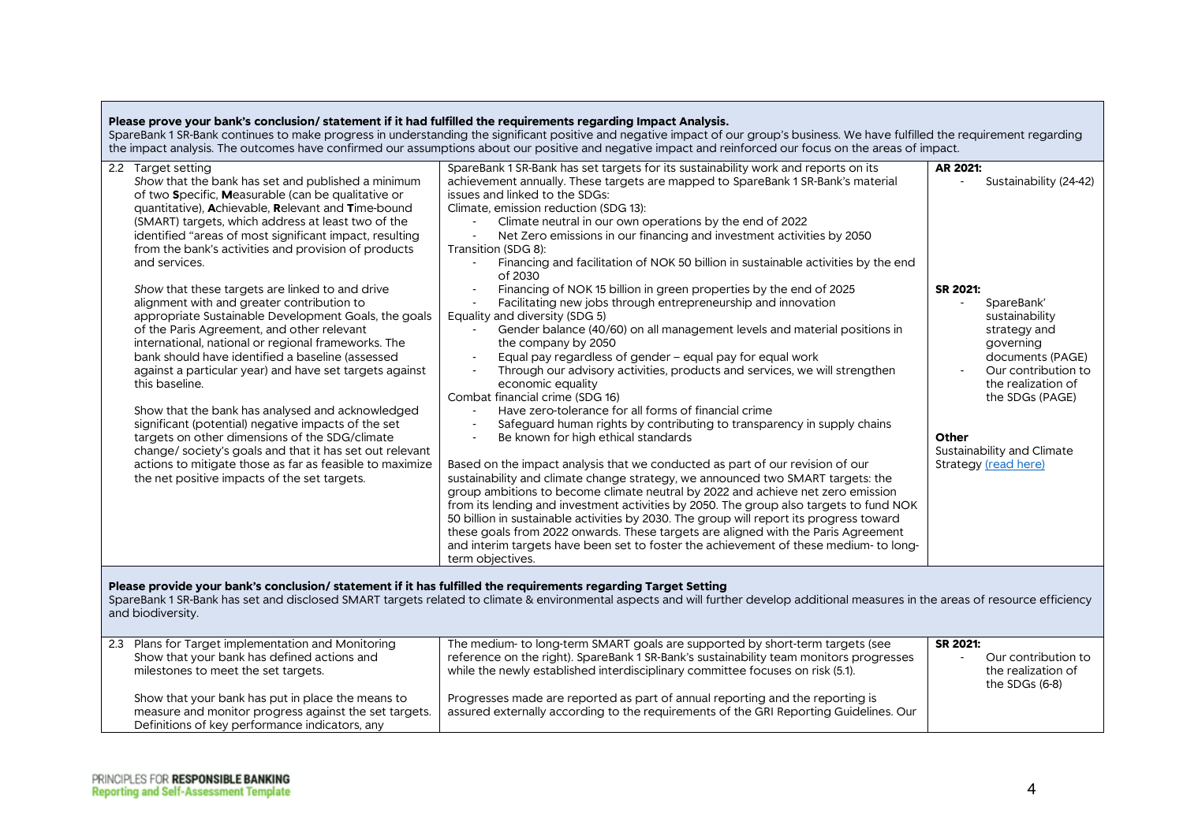**Please prove your bank's conclusion/ statement if it had fulfilled the requirements regarding Impact Analysis.**
SpareBank 1 SR-Bank continues to make progress in understanding the significant positive and negative impact of our group's business. We have fulfilled the requirement regarding the impact analysis. The outcomes have confirmed our assumptions about our positive and negative impact and reinforced our focus on the areas of impact.

| Requirement | Response | Reference |
|---|---|---|
| 2.2 Target setting<br>*Show* that the bank has set and published a minimum of two **S**pecific, **M**easurable (can be qualitative or quantitative), **A**chievable, **R**elevant and **T**ime-bound (SMART) targets, which address at least two of the identified "areas of most significant impact, resulting from the bank's activities and provision of products and services.<br><br>*Show* that these targets are linked to and drive alignment with and greater contribution to appropriate Sustainable Development Goals, the goals of the Paris Agreement, and other relevant international, national or regional frameworks. The bank should have identified a baseline (assessed against a particular year) and have set targets against this baseline.<br><br>Show that the bank has analysed and acknowledged significant (potential) negative impacts of the set targets on other dimensions of the SDG/climate change/ society's goals and that it has set out relevant actions to mitigate those as far as feasible to maximize the net positive impacts of the set targets. | SpareBank 1 SR-Bank has set targets for its sustainability work and reports on its achievement annually. These targets are mapped to SpareBank 1 SR-Bank's material issues and linked to the SDGs:<br>Climate, emission reduction (SDG 13):<br>- Climate neutral in our own operations by the end of 2022<br>- Net Zero emissions in our financing and investment activities by 2050<br>Transition (SDG 8):<br>- Financing and facilitation of NOK 50 billion in sustainable activities by the end of 2030<br>- Financing of NOK 15 billion in green properties by the end of 2025<br>- Facilitating new jobs through entrepreneurship and innovation<br>Equality and diversity (SDG 5)<br>- Gender balance (40/60) on all management levels and material positions in the company by 2050<br>- Equal pay regardless of gender – equal pay for equal work<br>- Through our advisory activities, products and services, we will strengthen economic equality<br>Combat financial crime (SDG 16)<br>- Have zero-tolerance for all forms of financial crime<br>- Safeguard human rights by contributing to transparency in supply chains<br>- Be known for high ethical standards<br><br>Based on the impact analysis that we conducted as part of our revision of our sustainability and climate change strategy, we announced two SMART targets: the group ambitions to become climate neutral by 2022 and achieve net zero emission from its lending and investment activities by 2050. The group also targets to fund NOK 50 billion in sustainable activities by 2030. The group will report its progress toward these goals from 2022 onwards. These targets are aligned with the Paris Agreement and interim targets have been set to foster the achievement of these medium- to long-term objectives. | **AR 2021:**<br>- Sustainability (24-42)<br><br>**SR 2021:**<br>- SpareBank' sustainability strategy and governing documents (PAGE)<br>- Our contribution to the realization of the SDGs (PAGE)<br><br>**Other**<br>Sustainability and Climate Strategy [(read here)](#) |

**Please provide your bank's conclusion/ statement if it has fulfilled the requirements regarding Target Setting**
SpareBank 1 SR-Bank has set and disclosed SMART targets related to climate & environmental aspects and will further develop additional measures in the areas of resource efficiency and biodiversity.

| Requirement | Response | Reference |
|---|---|---|
| 2.3 Plans for Target implementation and Monitoring<br>Show that your bank has defined actions and milestones to meet the set targets.<br><br>Show that your bank has put in place the means to measure and monitor progress against the set targets. Definitions of key performance indicators, any | The medium- to long-term SMART goals are supported by short-term targets (see reference on the right). SpareBank 1 SR-Bank's sustainability team monitors progresses while the newly established interdisciplinary committee focuses on risk (5.1).<br><br>Progresses made are reported as part of annual reporting and the reporting is assured externally according to the requirements of the GRI Reporting Guidelines. Our | **SR 2021:**<br>- Our contribution to the realization of the SDGs (6-8) |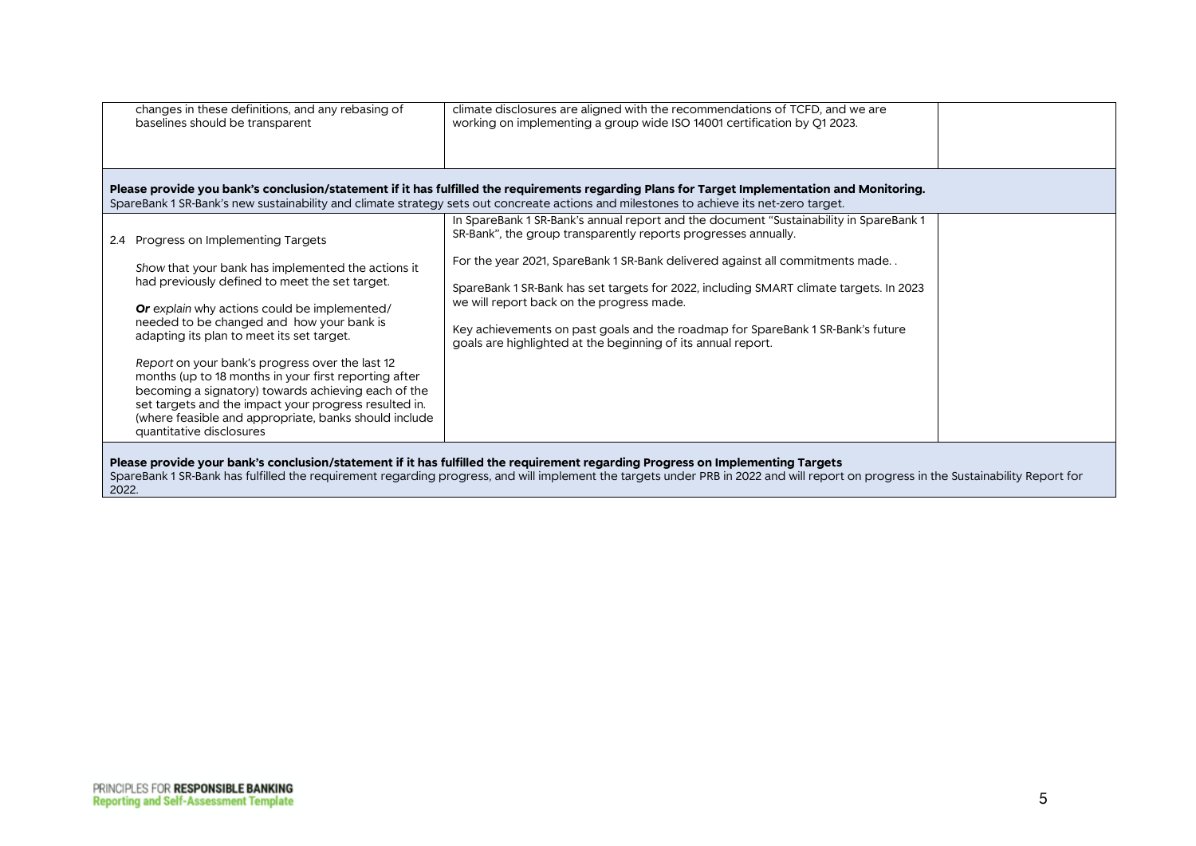| | | |
|---|---|---|
| changes in these definitions, and any rebasing of baselines should be transparent | climate disclosures are aligned with the recommendations of TCFD, and we are working on implementing a group wide ISO 14001 certification by Q1 2023. | |

**Please provide you bank's conclusion/statement if it has fulfilled the requirements regarding Plans for Target Implementation and Monitoring.**
SpareBank 1 SR-Bank's new sustainability and climate strategy sets out concreate actions and milestones to achieve its net-zero target.

| | | |
|---|---|---|
| 2.4 Progress on Implementing Targets<br><br>*Show* that your bank has implemented the actions it had previously defined to meet the set target.<br><br>***Or*** *explain* why actions could be implemented/ needed to be changed and how your bank is adapting its plan to meet its set target.<br><br>*Report* on your bank's progress over the last 12 months (up to 18 months in your first reporting after becoming a signatory) towards achieving each of the set targets and the impact your progress resulted in. (where feasible and appropriate, banks should include quantitative disclosures | In SpareBank 1 SR-Bank's annual report and the document "Sustainability in SpareBank 1 SR-Bank", the group transparently reports progresses annually.<br><br>For the year 2021, SpareBank 1 SR-Bank delivered against all commitments made. .<br><br>SpareBank 1 SR-Bank has set targets for 2022, including SMART climate targets. In 2023 we will report back on the progress made.<br><br>Key achievements on past goals and the roadmap for SpareBank 1 SR-Bank's future goals are highlighted at the beginning of its annual report. | |

**Please provide your bank's conclusion/statement if it has fulfilled the requirement regarding Progress on Implementing Targets**
SpareBank 1 SR-Bank has fulfilled the requirement regarding progress, and will implement the targets under PRB in 2022 and will report on progress in the Sustainability Report for 2022.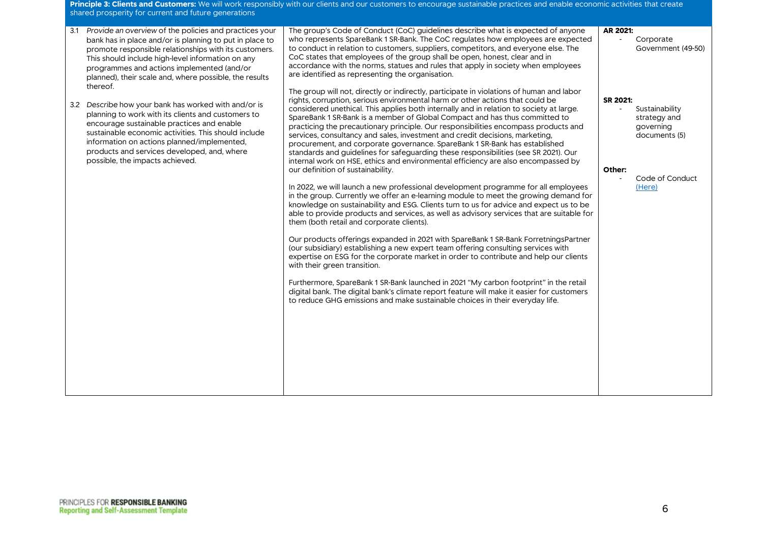| **Principle 3: Clients and Customers:** We will work responsibly with our clients and our customers to encourage sustainable practices and enable economic activities that create shared prosperity for current and future generations | | |
|---|---|---|
| 3.1 *Provide an overview* of the policies and practices your bank has in place and/or is planning to put in place to promote responsible relationships with its customers. This should include high-level information on any programmes and actions implemented (and/or planned), their scale and, where possible, the results thereof.<br><br>3.2 *Describe* how your bank has worked with and/or is planning to work with its clients and customers to encourage sustainable practices and enable sustainable economic activities. This should include information on actions planned/implemented, products and services developed, and, where possible, the impacts achieved. | The group's Code of Conduct (CoC) guidelines describe what is expected of anyone who represents SpareBank 1 SR-Bank. The CoC regulates how employees are expected to conduct in relation to customers, suppliers, competitors, and everyone else. The CoC states that employees of the group shall be open, honest, clear and in accordance with the norms, statues and rules that apply in society when employees are identified as representing the organisation.<br><br>The group will not, directly or indirectly, participate in violations of human and labor rights, corruption, serious environmental harm or other actions that could be considered unethical. This applies both internally and in relation to society at large. SpareBank 1 SR-Bank is a member of Global Compact and has thus committed to practicing the precautionary principle. Our responsibilities encompass products and services, consultancy and sales, investment and credit decisions, marketing, procurement, and corporate governance. SpareBank 1 SR-Bank has established standards and guidelines for safeguarding these responsibilities (see SR 2021). Our internal work on HSE, ethics and environmental efficiency are also encompassed by our definition of sustainability.<br><br>In 2022, we will launch a new professional development programme for all employees in the group. Currently we offer an e-learning module to meet the growing demand for knowledge on sustainability and ESG. Clients turn to us for advice and expect us to be able to provide products and services, as well as advisory services that are suitable for them (both retail and corporate clients).<br><br>Our products offerings expanded in 2021 with SpareBank 1 SR-Bank ForretningsPartner (our subsidiary) establishing a new expert team offering consulting services with expertise on ESG for the corporate market in order to contribute and help our clients with their green transition.<br><br>Furthermore, SpareBank 1 SR-Bank launched in 2021 "My carbon footprint" in the retail digital bank. The digital bank's climate report feature will make it easier for customers to reduce GHG emissions and make sustainable choices in their everyday life. | **AR 2021:**<br>- Corporate Government (49-50)<br><br>**SR 2021:**<br>- Sustainability strategy and governing documents (5)<br><br>**Other:**<br>- Code of Conduct (Here) |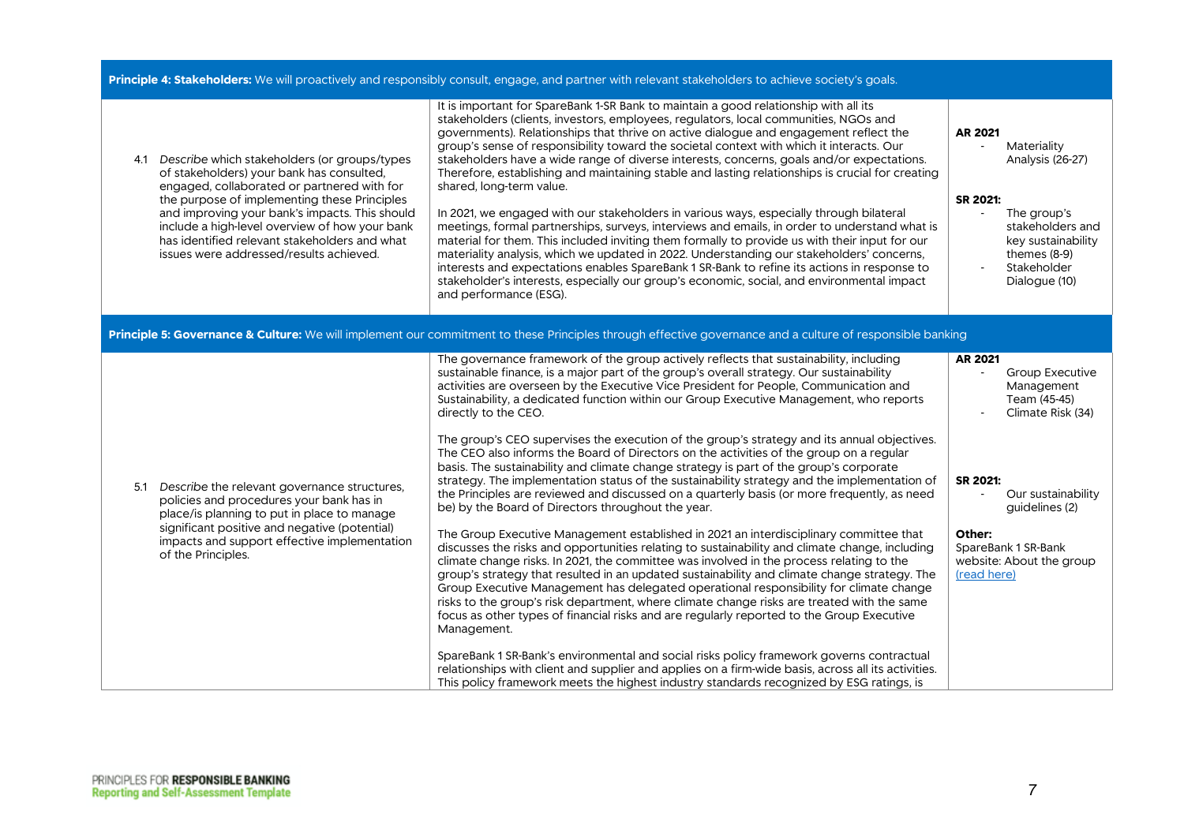| **Principle 4: Stakeholders:** We will proactively and responsibly consult, engage, and partner with relevant stakeholders to achieve society's goals. | | |
|---|---|---|
| 4.1 *Describe* which stakeholders (or groups/types of stakeholders) your bank has consulted, engaged, collaborated or partnered with for the purpose of implementing these Principles and improving your bank's impacts. This should include a high-level overview of how your bank has identified relevant stakeholders and what issues were addressed/results achieved. | It is important for SpareBank 1-SR Bank to maintain a good relationship with all its stakeholders (clients, investors, employees, regulators, local communities, NGOs and governments). Relationships that thrive on active dialogue and engagement reflect the group's sense of responsibility toward the societal context with which it interacts. Our stakeholders have a wide range of diverse interests, concerns, goals and/or expectations. Therefore, establishing and maintaining stable and lasting relationships is crucial for creating shared, long-term value.<br><br>In 2021, we engaged with our stakeholders in various ways, especially through bilateral meetings, formal partnerships, surveys, interviews and emails, in order to understand what is material for them. This included inviting them formally to provide us with their input for our materiality analysis, which we updated in 2022. Understanding our stakeholders' concerns, interests and expectations enables SpareBank 1 SR-Bank to refine its actions in response to stakeholder's interests, especially our group's economic, social, and environmental impact and performance (ESG). | **AR 2021**<br>- Materiality Analysis (26-27)<br><br>**SR 2021:**<br>- The group's stakeholders and key sustainability themes (8-9)<br>- Stakeholder Dialogue (10) |

| **Principle 5: Governance & Culture:** We will implement our commitment to these Principles through effective governance and a culture of responsible banking | | |
|---|---|---|
| 5.1 *Describe* the relevant governance structures, policies and procedures your bank has in place/is planning to put in place to manage significant positive and negative (potential) impacts and support effective implementation of the Principles. | The governance framework of the group actively reflects that sustainability, including sustainable finance, is a major part of the group's overall strategy. Our sustainability activities are overseen by the Executive Vice President for People, Communication and Sustainability, a dedicated function within our Group Executive Management, who reports directly to the CEO.<br><br>The group's CEO supervises the execution of the group's strategy and its annual objectives. The CEO also informs the Board of Directors on the activities of the group on a regular basis. The sustainability and climate change strategy is part of the group's corporate strategy. The implementation status of the sustainability strategy and the implementation of the Principles are reviewed and discussed on a quarterly basis (or more frequently, as need be) by the Board of Directors throughout the year.<br><br>The Group Executive Management established in 2021 an interdisciplinary committee that discusses the risks and opportunities relating to sustainability and climate change, including climate change risks. In 2021, the committee was involved in the process relating to the group's strategy that resulted in an updated sustainability and climate change strategy. The Group Executive Management has delegated operational responsibility for climate change risks to the group's risk department, where climate change risks are treated with the same focus as other types of financial risks and are regularly reported to the Group Executive Management.<br><br>SpareBank 1 SR-Bank's environmental and social risks policy framework governs contractual relationships with client and supplier and applies on a firm-wide basis, across all its activities. This policy framework meets the highest industry standards recognized by ESG ratings, is | **AR 2021**<br>- Group Executive Management Team (45-45)<br>- Climate Risk (34)<br><br>**SR 2021:**<br>- Our sustainability guidelines (2)<br><br>**Other:**<br>SpareBank 1 SR-Bank website: About the group [(read here)] |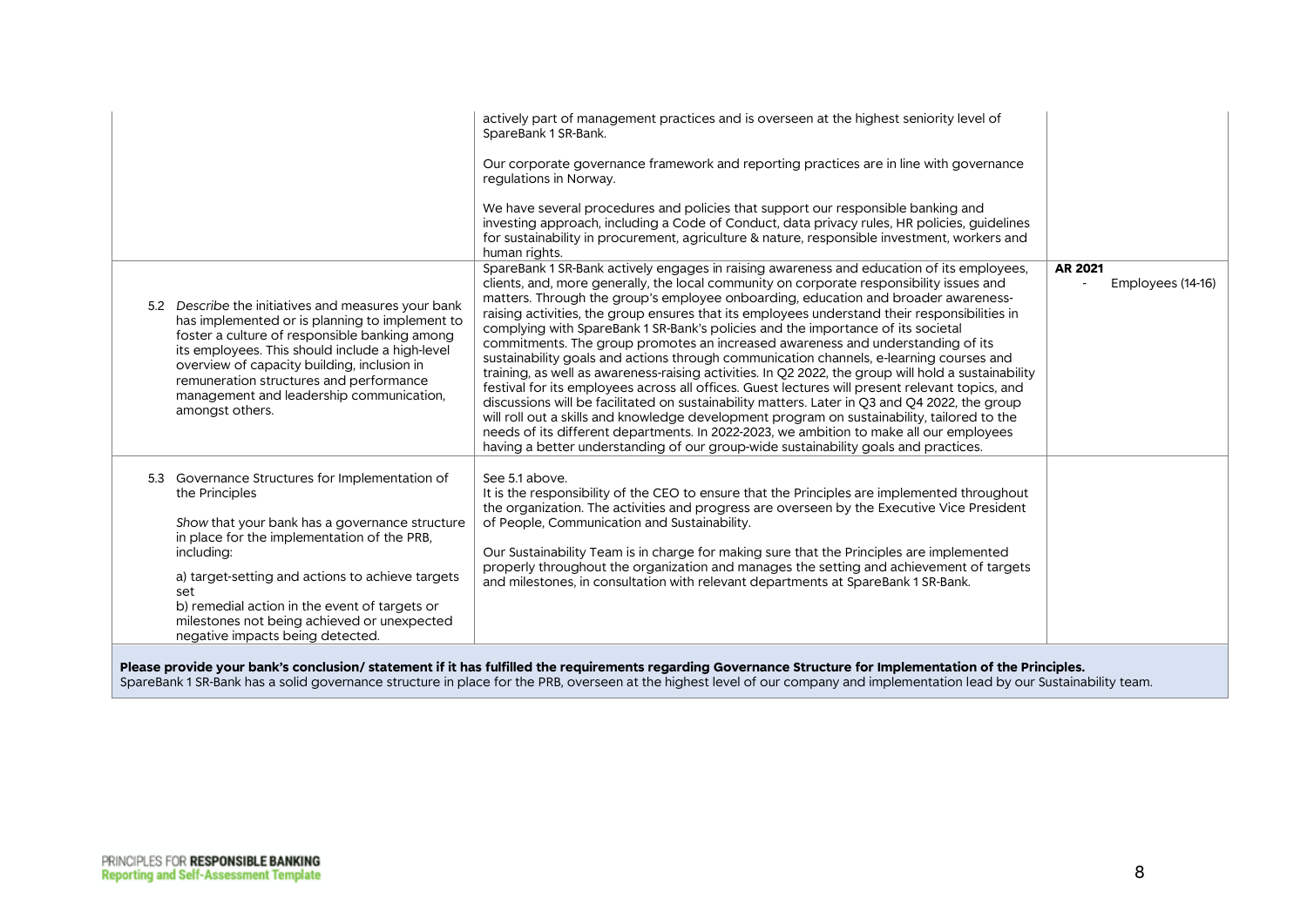| | | |
|---|---|---|
| | actively part of management practices and is overseen at the highest seniority level of SpareBank 1 SR-Bank.<br><br>Our corporate governance framework and reporting practices are in line with governance regulations in Norway.<br><br>We have several procedures and policies that support our responsible banking and investing approach, including a Code of Conduct, data privacy rules, HR policies, guidelines for sustainability in procurement, agriculture & nature, responsible investment, workers and human rights. | |
| 5.2 *Describe* the initiatives and measures your bank has implemented or is planning to implement to foster a culture of responsible banking among its employees. This should include a high-level overview of capacity building, inclusion in remuneration structures and performance management and leadership communication, amongst others. | SpareBank 1 SR-Bank actively engages in raising awareness and education of its employees, clients, and, more generally, the local community on corporate responsibility issues and matters. Through the group's employee onboarding, education and broader awareness-raising activities, the group ensures that its employees understand their responsibilities in complying with SpareBank 1 SR-Bank's policies and the importance of its societal commitments. The group promotes an increased awareness and understanding of its sustainability goals and actions through communication channels, e-learning courses and training, as well as awareness-raising activities. In Q2 2022, the group will hold a sustainability festival for its employees across all offices. Guest lectures will present relevant topics, and discussions will be facilitated on sustainability matters. Later in Q3 and Q4 2022, the group will roll out a skills and knowledge development program on sustainability, tailored to the needs of its different departments. In 2022-2023, we ambition to make all our employees having a better understanding of our group-wide sustainability goals and practices. | **AR 2021**<br>- Employees (14-16) |
| 5.3 Governance Structures for Implementation of the Principles<br><br>*Show* that your bank has a governance structure in place for the implementation of the PRB, including:<br><br>a) target-setting and actions to achieve targets set<br>b) remedial action in the event of targets or milestones not being achieved or unexpected negative impacts being detected. | See 5.1 above.<br>It is the responsibility of the CEO to ensure that the Principles are implemented throughout the organization. The activities and progress are overseen by the Executive Vice President of People, Communication and Sustainability.<br><br>Our Sustainability Team is in charge for making sure that the Principles are implemented properly throughout the organization and manages the setting and achievement of targets and milestones, in consultation with relevant departments at SpareBank 1 SR-Bank. | |

**Please provide your bank's conclusion/ statement if it has fulfilled the requirements regarding Governance Structure for Implementation of the Principles.**
SpareBank 1 SR-Bank has a solid governance structure in place for the PRB, overseen at the highest level of our company and implementation lead by our Sustainability team.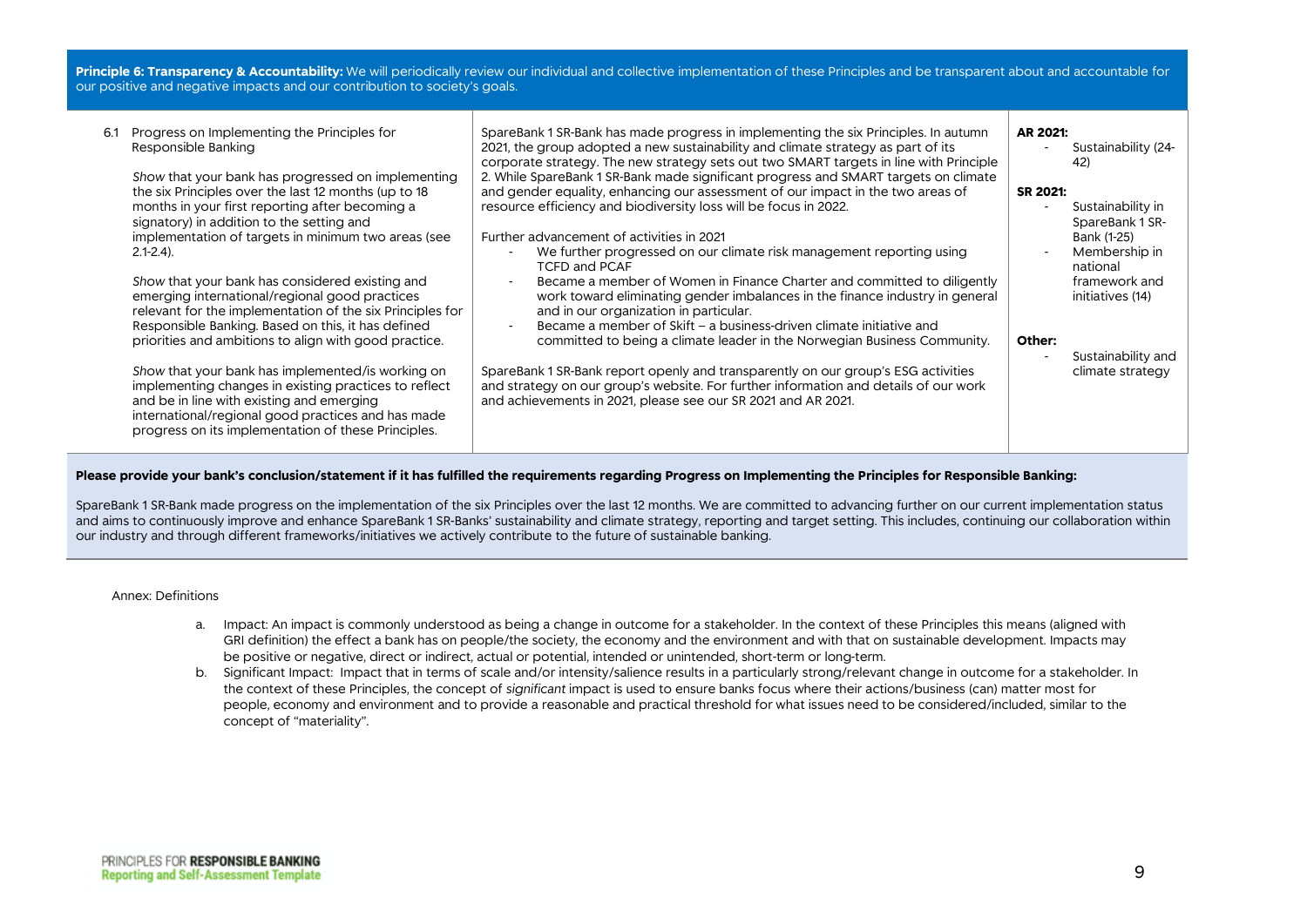**Principle 6: Transparency & Accountability:** We will periodically review our individual and collective implementation of these Principles and be transparent about and accountable for our positive and negative impacts and our contribution to society's goals.

| | | |
|---|---|---|
| 6.1 Progress on Implementing the Principles for Responsible Banking<br><br>*Show* that your bank has progressed on implementing the six Principles over the last 12 months (up to 18 months in your first reporting after becoming a signatory) in addition to the setting and implementation of targets in minimum two areas (see 2.1-2.4).<br><br>*Show* that your bank has considered existing and emerging international/regional good practices relevant for the implementation of the six Principles for Responsible Banking. Based on this, it has defined priorities and ambitions to align with good practice.<br><br>*Show* that your bank has implemented/is working on implementing changes in existing practices to reflect and be in line with existing and emerging international/regional good practices and has made progress on its implementation of these Principles. | SpareBank 1 SR-Bank has made progress in implementing the six Principles. In autumn 2021, the group adopted a new sustainability and climate strategy as part of its corporate strategy. The new strategy sets out two SMART targets in line with Principle 2. While SpareBank 1 SR-Bank made significant progress and SMART targets on climate and gender equality, enhancing our assessment of our impact in the two areas of resource efficiency and biodiversity loss will be focus in 2022.<br><br>Further advancement of activities in 2021<br>- We further progressed on our climate risk management reporting using TCFD and PCAF<br>- Became a member of Women in Finance Charter and committed to diligently work toward eliminating gender imbalances in the finance industry in general and in our organization in particular.<br>- Became a member of Skift – a business-driven climate initiative and committed to being a climate leader in the Norwegian Business Community.<br><br>SpareBank 1 SR-Bank report openly and transparently on our group's ESG activities and strategy on our group's website. For further information and details of our work and achievements in 2021, please see our SR 2021 and AR 2021. | **AR 2021:**<br>- Sustainability (24-42)<br><br>**SR 2021:**<br>- Sustainability in SpareBank 1 SR-Bank (1-25)<br>- Membership in national framework and initiatives (14)<br><br>**Other:**<br>- Sustainability and climate strategy |

**Please provide your bank's conclusion/statement if it has fulfilled the requirements regarding Progress on Implementing the Principles for Responsible Banking:**

SpareBank 1 SR-Bank made progress on the implementation of the six Principles over the last 12 months. We are committed to advancing further on our current implementation status and aims to continuously improve and enhance SpareBank 1 SR-Banks' sustainability and climate strategy, reporting and target setting. This includes, continuing our collaboration within our industry and through different frameworks/initiatives we actively contribute to the future of sustainable banking.

Annex: Definitions

a. Impact: An impact is commonly understood as being a change in outcome for a stakeholder. In the context of these Principles this means (aligned with GRI definition) the effect a bank has on people/the society, the economy and the environment and with that on sustainable development. Impacts may be positive or negative, direct or indirect, actual or potential, intended or unintended, short-term or long-term.

b. Significant Impact: Impact that in terms of scale and/or intensity/salience results in a particularly strong/relevant change in outcome for a stakeholder. In the context of these Principles, the concept of *significant* impact is used to ensure banks focus where their actions/business (can) matter most for people, economy and environment and to provide a reasonable and practical threshold for what issues need to be considered/included, similar to the concept of "materiality".